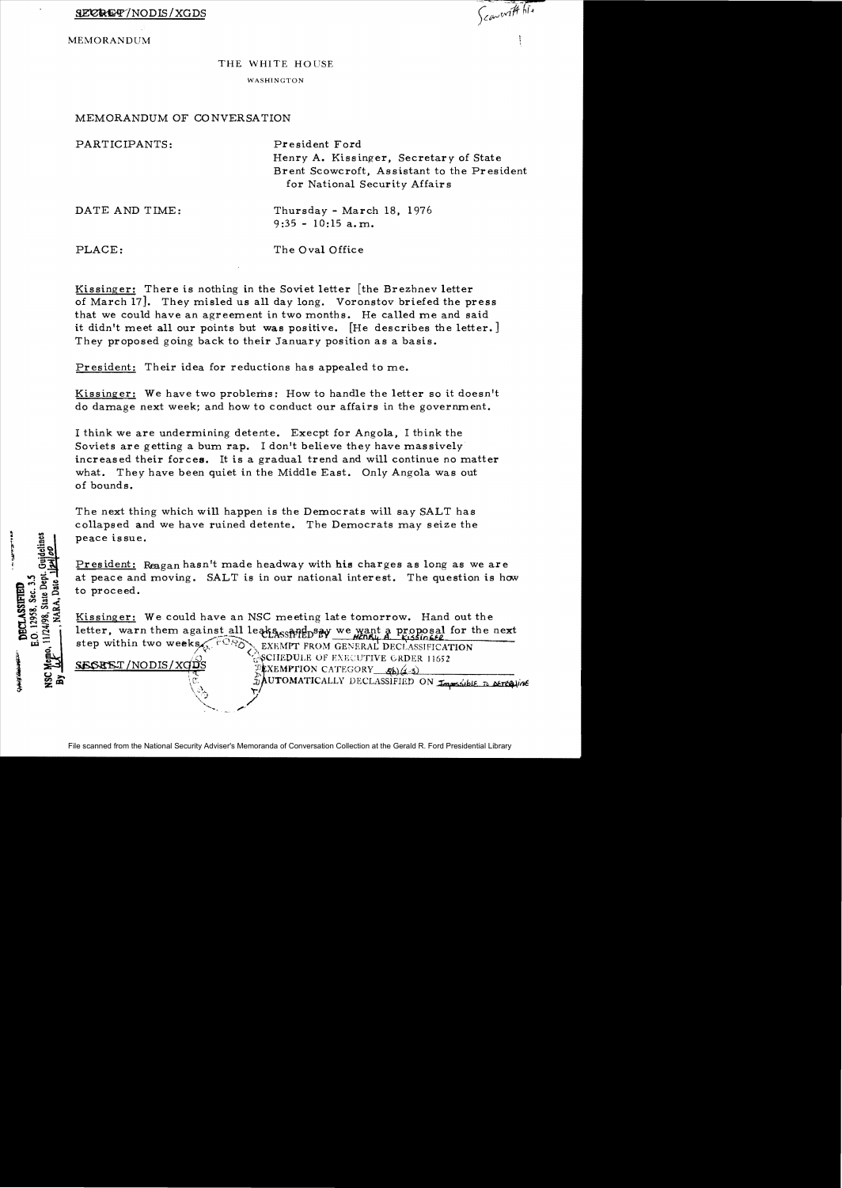SECRET/NODIS/XGDS

MEMORANDUM

THE WHITE HOUSE

WASHINGTON

MEMORANDUM OF CONVERSATION

PARTICIPANTS: President Ford
Henry A. Kissinger, Secretary of State
Brent Scowcroft, Assistant to the President for National Security Affairs

DATE AND TIME: Thursday - March 18, 1976
9:35 - 10:15 a.m.

PLACE: The Oval Office

Kissinger: There is nothing in the Soviet letter [the Brezhnev letter of March 17]. They misled us all day long. Voronstov briefed the press that we could have an agreement in two months. He called me and said it didn't meet all our points but was positive. [He describes the letter.] They proposed going back to their January position as a basis.

President: Their idea for reductions has appealed to me.

Kissinger: We have two problems: How to handle the letter so it doesn't do damage next week; and how to conduct our affairs in the government.

I think we are undermining detente. Execpt for Angola, I think the Soviets are getting a bum rap. I don't believe they have massively increased their forces. It is a gradual trend and will continue no matter what. They have been quiet in the Middle East. Only Angola was out of bounds.

The next thing which will happen is the Democrats will say SALT has collapsed and we have ruined detente. The Democrats may seize the peace issue.

President: Reagan hasn't made headway with his charges as long as we are at peace and moving. SALT is in our national interest. The question is how to proceed.

Kissinger: We could have an NSC meeting late tomorrow. Hand out the letter, warn them against all leaks and say we want a proposal for the next step within two weeks.

CLASSIFIED BY HENRY A. KISSINGER
EXEMPT FROM GENERAL DECLASSIFICATION
SCHEDULE OF EXECUTIVE ORDER 11652
EXEMPTION CATEGORY 5(b)(1,3)
AUTOMATICALLY DECLASSIFIED ON Impossible to determine

DECLASSIFIED
E.O. 12958, Sec. 3.5
NSC Memo, 11/24/98, State Dept. Guidelines
By ___, NARA, Date 1/24/00

SECRET/NODIS/XGDS

File scanned from the National Security Adviser's Memoranda of Conversation Collection at the Gerald R. Ford Presidential Library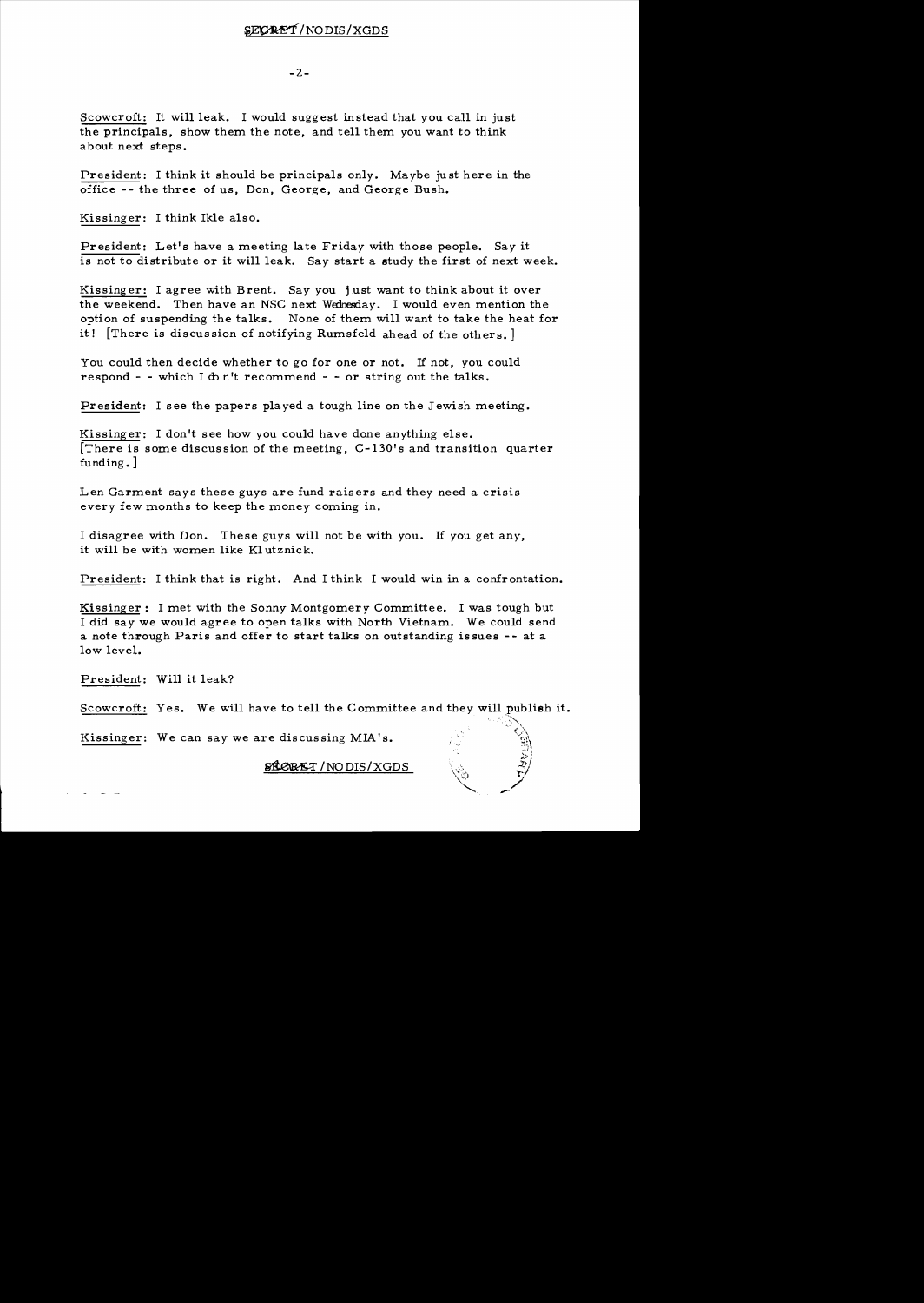SECRET/NODIS/XGDS

Scowcroft: It will leak. I would suggest instead that you call in just the principals, show them the note, and tell them you want to think about next steps.

President: I think it should be principals only. Maybe just here in the office -- the three of us, Don, George, and George Bush.

Kissinger: I think Ikle also.

President: Let's have a meeting late Friday with those people. Say it is not to distribute or it will leak. Say start a study the first of next week.

Kissinger: I agree with Brent. Say you just want to think about it over the weekend. Then have an NSC next Wednesday. I would even mention the option of suspending the talks. None of them will want to take the heat for it! [There is discussion of notifying Rumsfeld ahead of the others.]

You could then decide whether to go for one or not. If not, you could respond - - which I don't recommend - - or string out the talks.

President: I see the papers played a tough line on the Jewish meeting.

Kissinger: I don't see how you could have done anything else. [There is some discussion of the meeting, C-130's and transition quarter funding.]

Len Garment says these guys are fund raisers and they need a crisis every few months to keep the money coming in.

I disagree with Don. These guys will not be with you. If you get any, it will be with women like Klutznick.

President: I think that is right. And I think I would win in a confrontation.

Kissinger: I met with the Sonny Montgomery Committee. I was tough but I did say we would agree to open talks with North Vietnam. We could send a note through Paris and offer to start talks on outstanding issues -- at a low level.

President: Will it leak?

Scowcroft: Yes. We will have to tell the Committee and they will publish it.

Kissinger: We can say we are discussing MIA's.

SECRET/NODIS/XGDS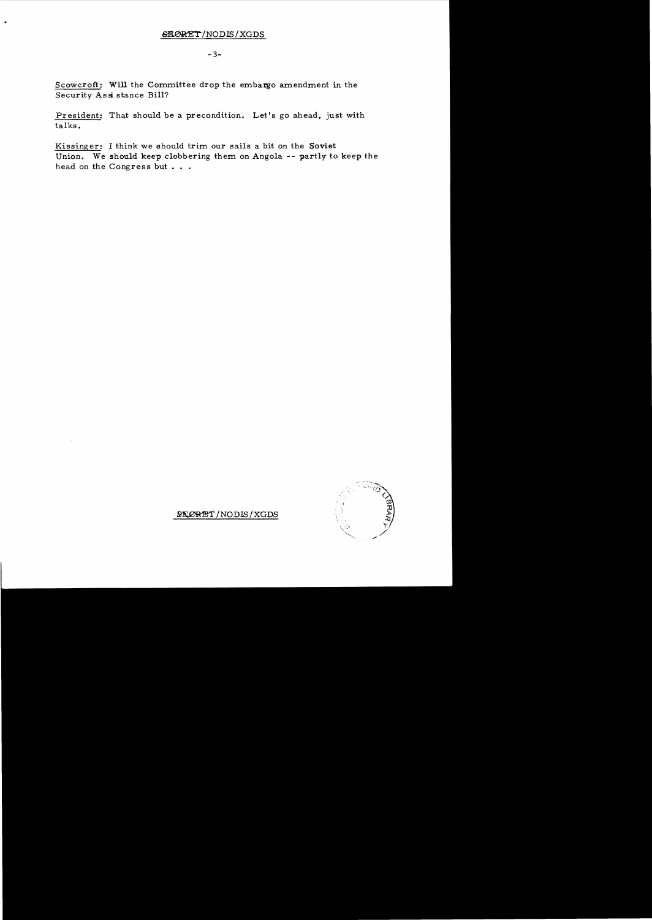Scowcroft: Will the Committee drop the embargo amendment in the Security Assistance Bill?

President: That should be a precondition. Let's go ahead, just with talks.

Kissinger: I think we should trim our sails a bit on the Soviet Union. We should keep clobbering them on Angola -- partly to keep the head on the Congress but . . .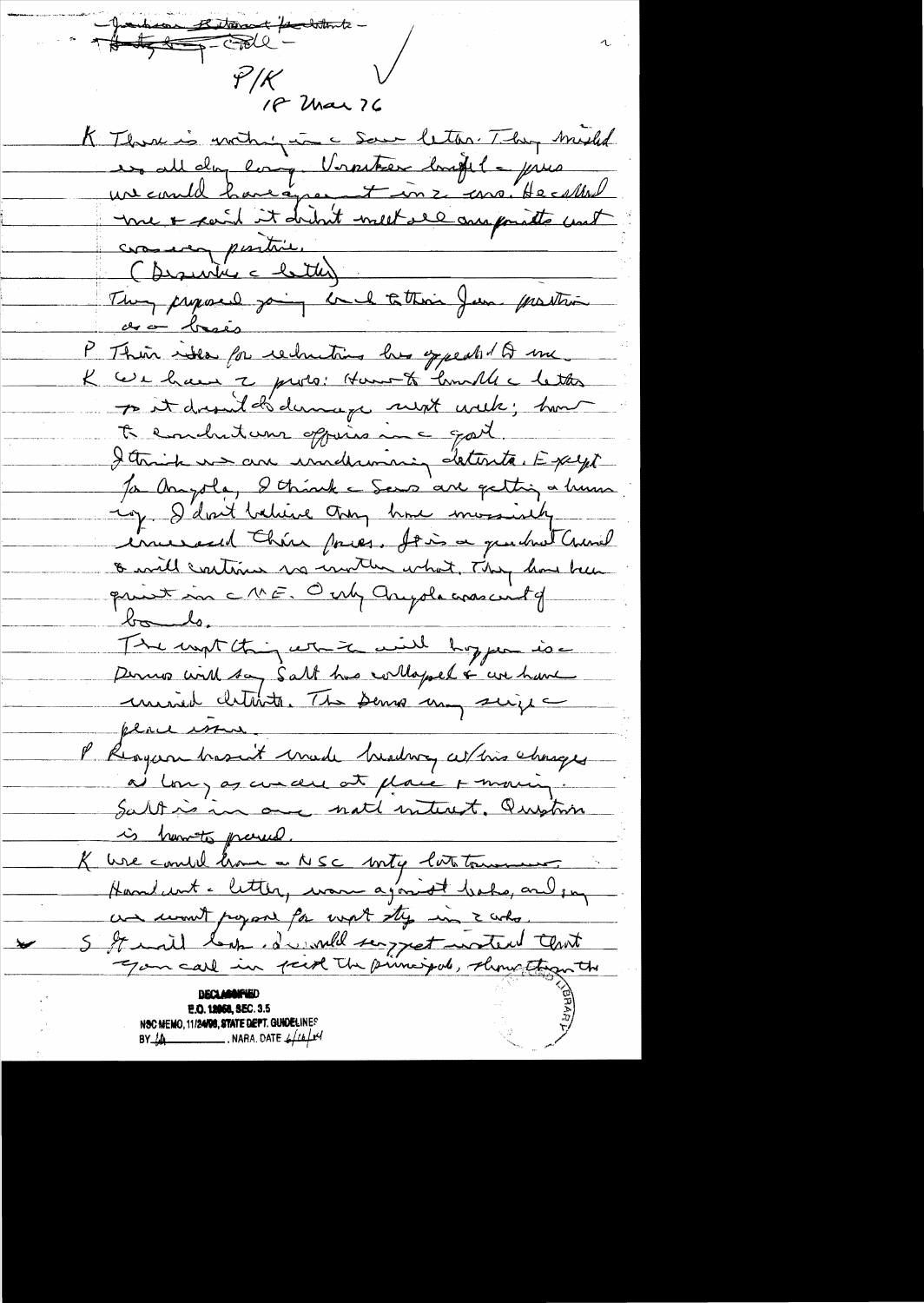Jackson [illegible] [illegible] –
[illegible] – Cable –

P/K

18 Mar 76

K There is nothing in the Sov letter. They misled us all day long. Vorontsov [brought] the [piece] we could have agreement in 2 wks. He called me & said it didn't meet all our points and was [a] very positive.
(Describe the letter)
They proposed going back to their Jan position as a basis

P Their idea for reductions has appeal to me.

K We have 2 probs: How to handle the letter so it doesn't do damage next week; how to conduct our affairs in the post.
I think we are undermining detente. Except for Angola, I think the Sovs are getting a bum rap. I don't believe they have massively increased their forces. It is a gradual trend & will continue no matter what. They have been quiet in the ME. Only Angola was out of bounds.
The worst thing which will happen is the Dems will say Salt has collapsed & we have ruined detente. The Dems may seize the peace issue.

P Reagan hasn't made headway w/his charges as long as we are at place & moving. Salt is in our natl interest. Question is how to proceed.

K We could have a NSC mtg late tomorrow. Hand out the letter, warn against leaks, and say we want proposal for next step in 2 wks.

S It will leak. I would suggest instead that you call in just the principals, show them the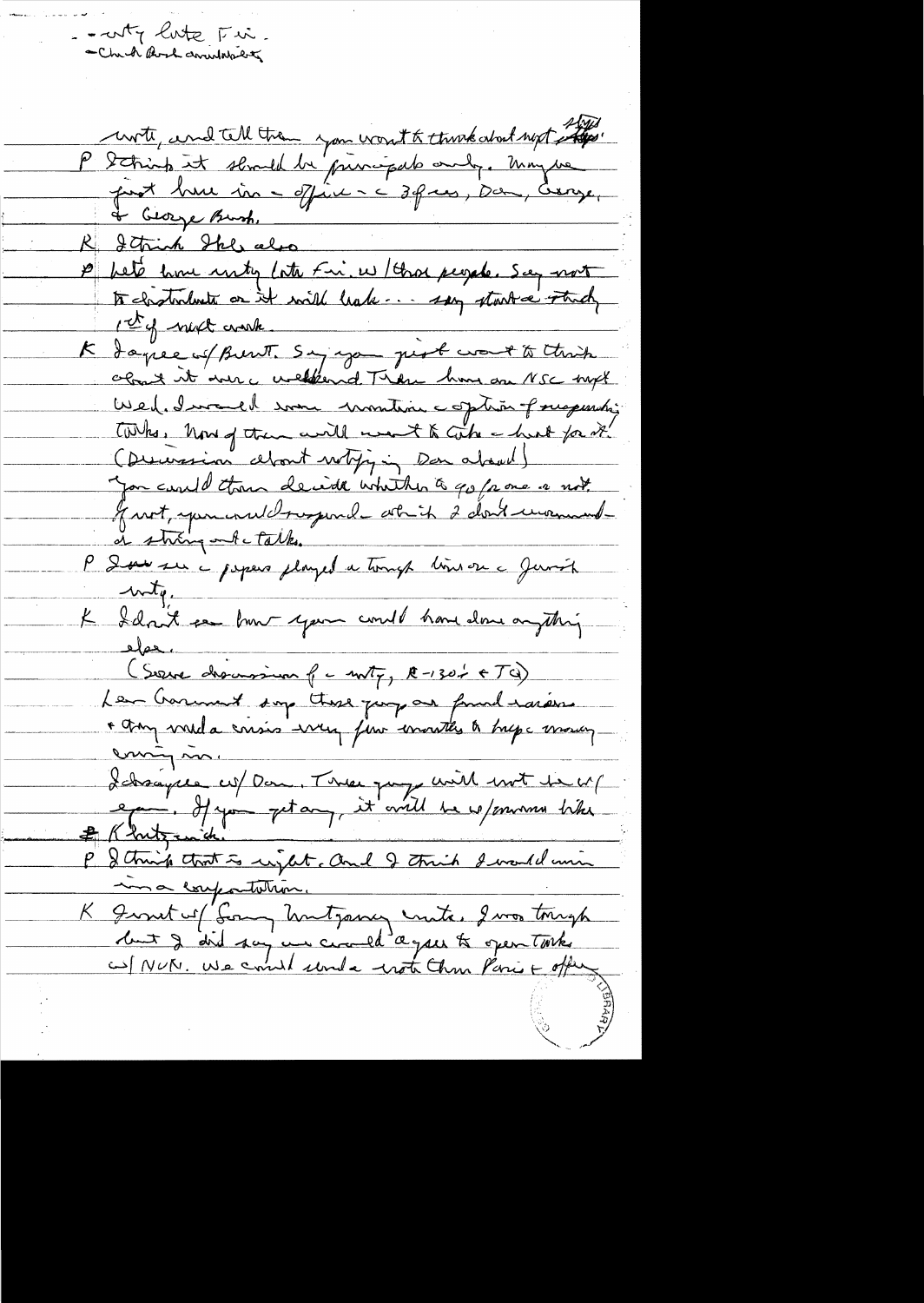- - mtg late Fri.
- Chad Rwk anniversary

mtg, and tell them you want to think about next steps.

P I think it should be principals only. Maybe just here in office – 3 of us, Don, George, & George Bush.

K I think Ike also

P Let's have mtg late Fri. w/ those people. Say not to distribute or it will leak... say start a study 1st of next week.

K I agree w/ Brent. Say you just want to think about it over weekend. Then have an NSC mtg Wed. I would now mention option of suspending talks. None of them will want to take a hint for it. (Discussion about notifying Don ahead) You could then decide whether to go for one or not. If not, you would suspend – which I don't recommend – a string out the talks.

P I see the papers played a tough line on the Jewish mtg.

K I don't see how you could have done anything else.

(Some discussion of mtg, R-130's & TA)

Len Garment says these guys are frustrated + they need a crisis every few months to keep money coming in.

I disagree w/ Don. These guys will not be w/ you. If you get any, it will be w/ someone like Klutznick.

P I think that is right. And I think I would win in a confrontation.

K I met w/ Sonny Montgomery mtg. I was tough but I did say we could agree to open talks w/ NVN. We could send a note to them Paris + offer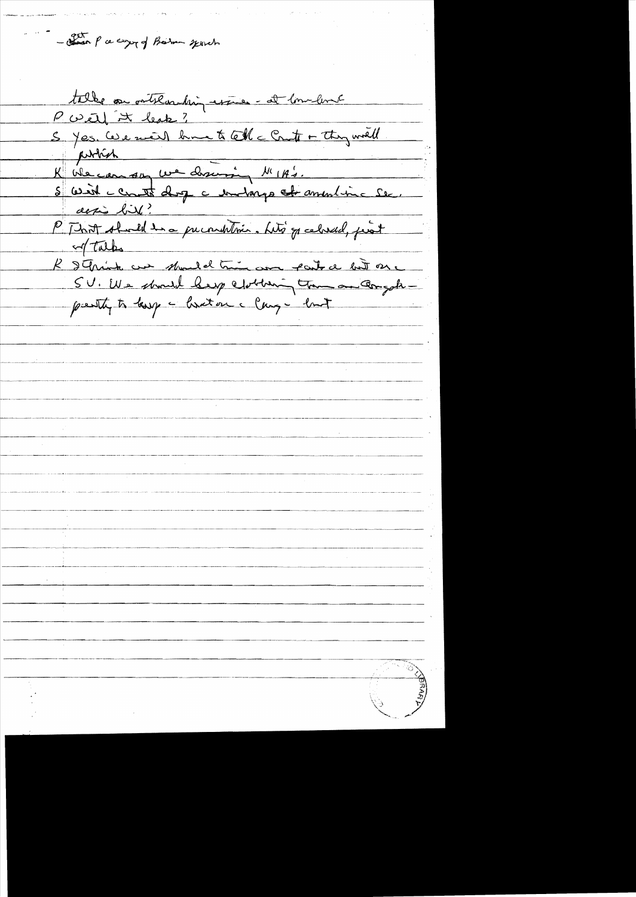- Get P a copy of Boston speech

talks on outstanding issues - at low-level

P Will it leak?

S Yes. We will have to tell the Cmte & they will publish

K We can say we discussing MIA's.

S Will the Cmte drop the embargo & amendment Sec. aid bill?

P That should be a precondition. Lets go ahead, just w/ Talks

K I think we should time our part a bit on the SV. We should keep clobbering them on Congress - partly to keep the heat on the Cong - but